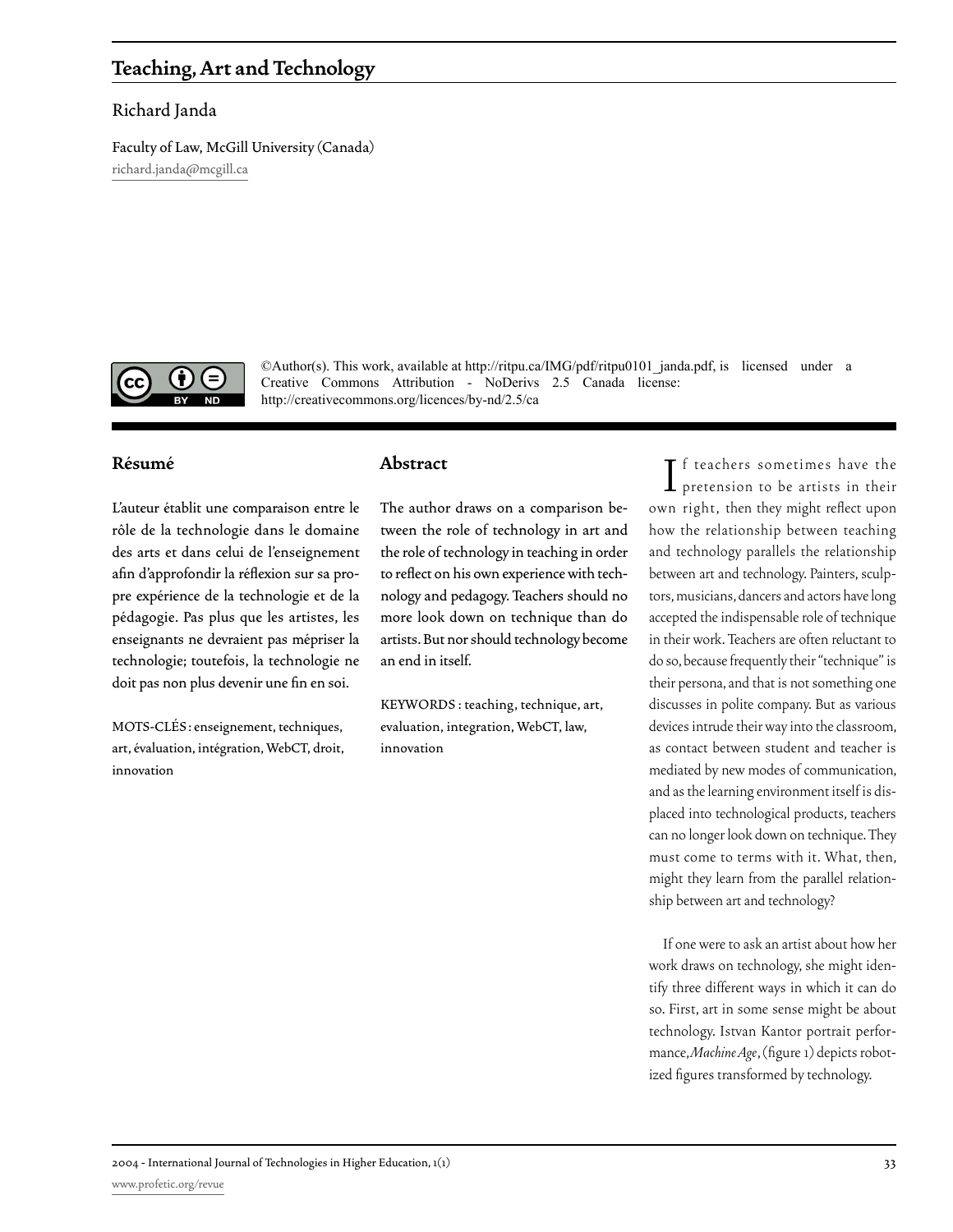# Teaching, Art and Technology

Richard Janda

Faculty of Law, McGill University (Canada)
richard.janda@mcgill.ca

©Author(s). This work, available at http://ritpu.ca/IMG/pdf/ritpu0101_janda.pdf, is licensed under a Creative Commons Attribution - NoDerivs 2.5 Canada license: http://creativecommons.org/licences/by-nd/2.5/ca

## Résumé

L'auteur établit une comparaison entre le rôle de la technologie dans le domaine des arts et dans celui de l'enseignement afin d'approfondir la réflexion sur sa propre expérience de la technologie et de la pédagogie. Pas plus que les artistes, les enseignants ne devraient pas mépriser la technologie; toutefois, la technologie ne doit pas non plus devenir une fin en soi.

MOTS-CLÉS : enseignement, techniques, art, évaluation, intégration, WebCT, droit, innovation

## Abstract

The author draws on a comparison between the role of technology in art and the role of technology in teaching in order to reflect on his own experience with technology and pedagogy. Teachers should no more look down on technique than do artists. But nor should technology become an end in itself.

KEYWORDS : teaching, technique, art, evaluation, integration, WebCT, law, innovation

If teachers sometimes have the pretension to be artists in their own right, then they might reflect upon how the relationship between teaching and technology parallels the relationship between art and technology. Painters, sculptors, musicians, dancers and actors have long accepted the indispensable role of technique in their work. Teachers are often reluctant to do so, because frequently their "technique" is their persona, and that is not something one discusses in polite company. But as various devices intrude their way into the classroom, as contact between student and teacher is mediated by new modes of communication, and as the learning environment itself is displaced into technological products, teachers can no longer look down on technique. They must come to terms with it. What, then, might they learn from the parallel relationship between art and technology?

If one were to ask an artist about how her work draws on technology, she might identify three different ways in which it can do so. First, art in some sense might be about technology. Istvan Kantor portrait performance, *Machine Age*, (figure 1) depicts robotized figures transformed by technology.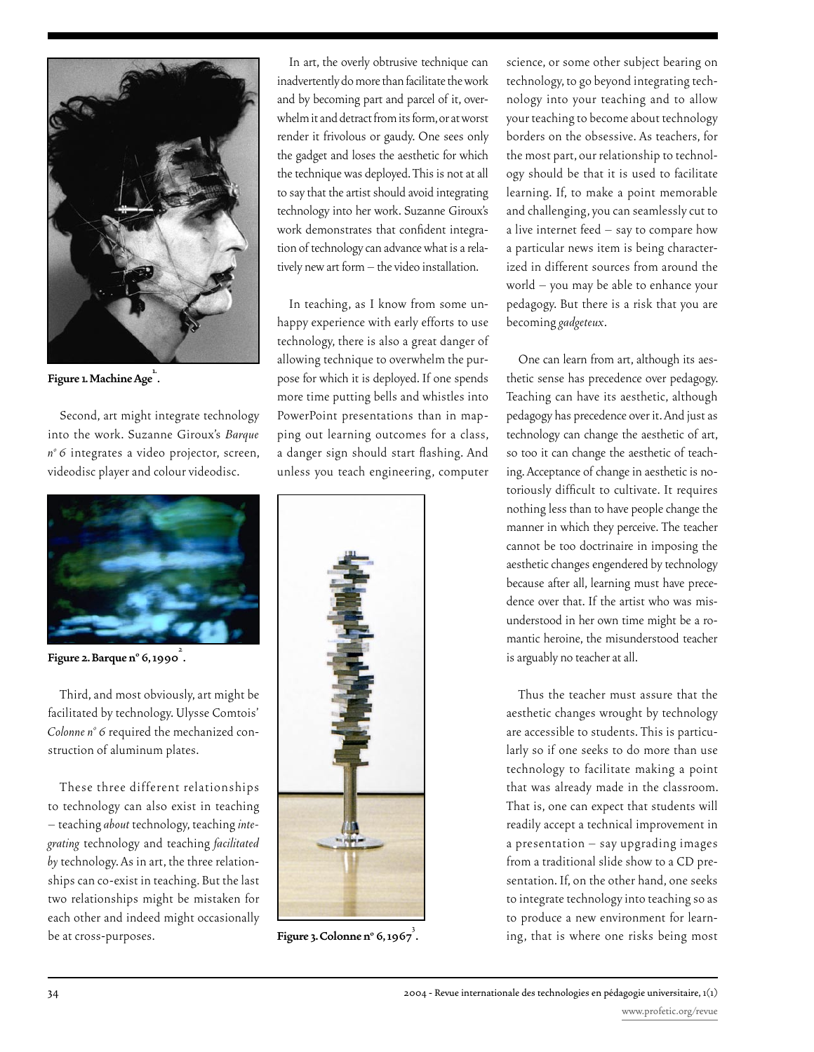Figure 1. Machine Age[1].

Second, art might integrate technology into the work. Suzanne Giroux's *Barque n° 6* integrates a video projector, screen, videodisc player and colour videodisc.

Figure 2. Barque n° 6, 1990[2].

Third, and most obviously, art might be facilitated by technology. Ulysse Comtois' *Colonne n° 6* required the mechanized construction of aluminum plates.

These three different relationships to technology can also exist in teaching – teaching *about* technology, teaching *integrating* technology and teaching *facilitated by* technology. As in art, the three relationships can co-exist in teaching. But the last two relationships might be mistaken for each other and indeed might occasionally be at cross-purposes.

In art, the overly obtrusive technique can inadvertently do more than facilitate the work and by becoming part and parcel of it, overwhelm it and detract from its form, or at worst render it frivolous or gaudy. One sees only the gadget and loses the aesthetic for which the technique was deployed. This is not at all to say that the artist should avoid integrating technology into her work. Suzanne Giroux's work demonstrates that confident integration of technology can advance what is a relatively new art form – the video installation.

In teaching, as I know from some unhappy experience with early efforts to use technology, there is also a great danger of allowing technique to overwhelm the purpose for which it is deployed. If one spends more time putting bells and whistles into PowerPoint presentations than in mapping out learning outcomes for a class, a danger sign should start flashing. And unless you teach engineering, computer science, or some other subject bearing on technology, to go beyond integrating technology into your teaching and to allow your teaching to become about technology borders on the obsessive. As teachers, for the most part, our relationship to technology should be that it is used to facilitate learning. If, to make a point memorable and challenging, you can seamlessly cut to a live internet feed – say to compare how a particular news item is being characterized in different sources from around the world – you may be able to enhance your pedagogy. But there is a risk that you are becoming *gadgeteux*.

Figure 3. Colonne n° 6, 1967[3].

One can learn from art, although its aesthetic sense has precedence over pedagogy. Teaching can have its aesthetic, although pedagogy has precedence over it. And just as technology can change the aesthetic of art, so too it can change the aesthetic of teaching. Acceptance of change in aesthetic is notoriously difficult to cultivate. It requires nothing less than to have people change the manner in which they perceive. The teacher cannot be too doctrinaire in imposing the aesthetic changes engendered by technology because after all, learning must have precedence over that. If the artist who was misunderstood in her own time might be a romantic heroine, the misunderstood teacher is arguably no teacher at all.

Thus the teacher must assure that the aesthetic changes wrought by technology are accessible to students. This is particularly so if one seeks to do more than use technology to facilitate making a point that was already made in the classroom. That is, one can expect that students will readily accept a technical improvement in a presentation – say upgrading images from a traditional slide show to a CD presentation. If, on the other hand, one seeks to integrate technology into teaching so as to produce a new environment for learning, that is where one risks being most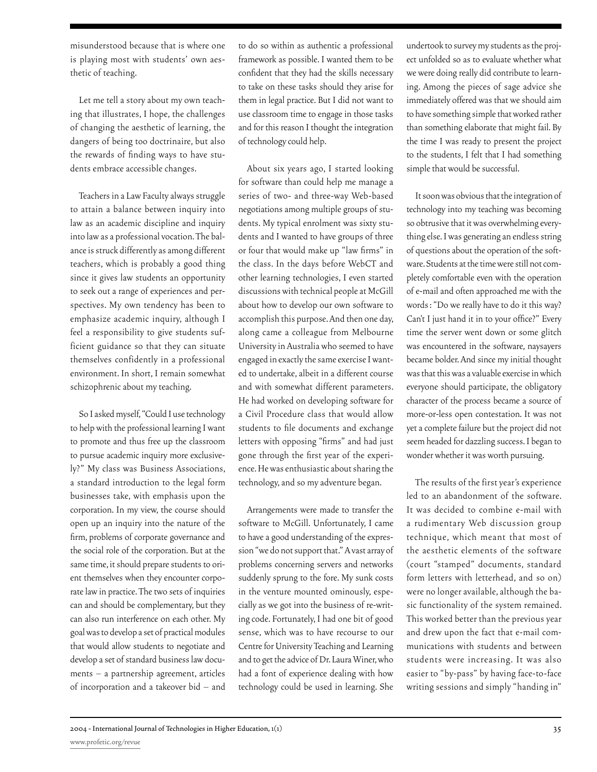misunderstood because that is where one is playing most with students' own aesthetic of teaching.

Let me tell a story about my own teaching that illustrates, I hope, the challenges of changing the aesthetic of learning, the dangers of being too doctrinaire, but also the rewards of finding ways to have students embrace accessible changes.

Teachers in a Law Faculty always struggle to attain a balance between inquiry into law as an academic discipline and inquiry into law as a professional vocation. The balance is struck differently as among different teachers, which is probably a good thing since it gives law students an opportunity to seek out a range of experiences and perspectives. My own tendency has been to emphasize academic inquiry, although I feel a responsibility to give students sufficient guidance so that they can situate themselves confidently in a professional environment. In short, I remain somewhat schizophrenic about my teaching.

So I asked myself, "Could I use technology to help with the professional learning I want to promote and thus free up the classroom to pursue academic inquiry more exclusively?" My class was Business Associations, a standard introduction to the legal form businesses take, with emphasis upon the corporation. In my view, the course should open up an inquiry into the nature of the firm, problems of corporate governance and the social role of the corporation. But at the same time, it should prepare students to orient themselves when they encounter corporate law in practice. The two sets of inquiries can and should be complementary, but they can also run interference on each other. My goal was to develop a set of practical modules that would allow students to negotiate and develop a set of standard business law documents – a partnership agreement, articles of incorporation and a takeover bid – and to do so within as authentic a professional framework as possible. I wanted them to be confident that they had the skills necessary to take on these tasks should they arise for them in legal practice. But I did not want to use classroom time to engage in those tasks and for this reason I thought the integration of technology could help.

About six years ago, I started looking for software than could help me manage a series of two- and three-way Web-based negotiations among multiple groups of students. My typical enrolment was sixty students and I wanted to have groups of three or four that would make up "law firms" in the class. In the days before WebCT and other learning technologies, I even started discussions with technical people at McGill about how to develop our own software to accomplish this purpose. And then one day, along came a colleague from Melbourne University in Australia who seemed to have engaged in exactly the same exercise I wanted to undertake, albeit in a different course and with somewhat different parameters. He had worked on developing software for a Civil Procedure class that would allow students to file documents and exchange letters with opposing "firms" and had just gone through the first year of the experience. He was enthusiastic about sharing the technology, and so my adventure began.

Arrangements were made to transfer the software to McGill. Unfortunately, I came to have a good understanding of the expression "we do not support that." A vast array of problems concerning servers and networks suddenly sprung to the fore. My sunk costs in the venture mounted ominously, especially as we got into the business of re-writing code. Fortunately, I had one bit of good sense, which was to have recourse to our Centre for University Teaching and Learning and to get the advice of Dr. Laura Winer, who had a font of experience dealing with how technology could be used in learning. She undertook to survey my students as the project unfolded so as to evaluate whether what we were doing really did contribute to learning. Among the pieces of sage advice she immediately offered was that we should aim to have something simple that worked rather than something elaborate that might fail. By the time I was ready to present the project to the students, I felt that I had something simple that would be successful.

It soon was obvious that the integration of technology into my teaching was becoming so obtrusive that it was overwhelming everything else. I was generating an endless string of questions about the operation of the software. Students at the time were still not completely comfortable even with the operation of e-mail and often approached me with the words: "Do we really have to do it this way? Can't I just hand it in to your office?" Every time the server went down or some glitch was encountered in the software, naysayers became bolder. And since my initial thought was that this was a valuable exercise in which everyone should participate, the obligatory character of the process became a source of more-or-less open contestation. It was not yet a complete failure but the project did not seem headed for dazzling success. I began to wonder whether it was worth pursuing.

The results of the first year's experience led to an abandonment of the software. It was decided to combine e-mail with a rudimentary Web discussion group technique, which meant that most of the aesthetic elements of the software (court "stamped" documents, standard form letters with letterhead, and so on) were no longer available, although the basic functionality of the system remained. This worked better than the previous year and drew upon the fact that e-mail communications with students and between students were increasing. It was also easier to "by-pass" by having face-to-face writing sessions and simply "handing in"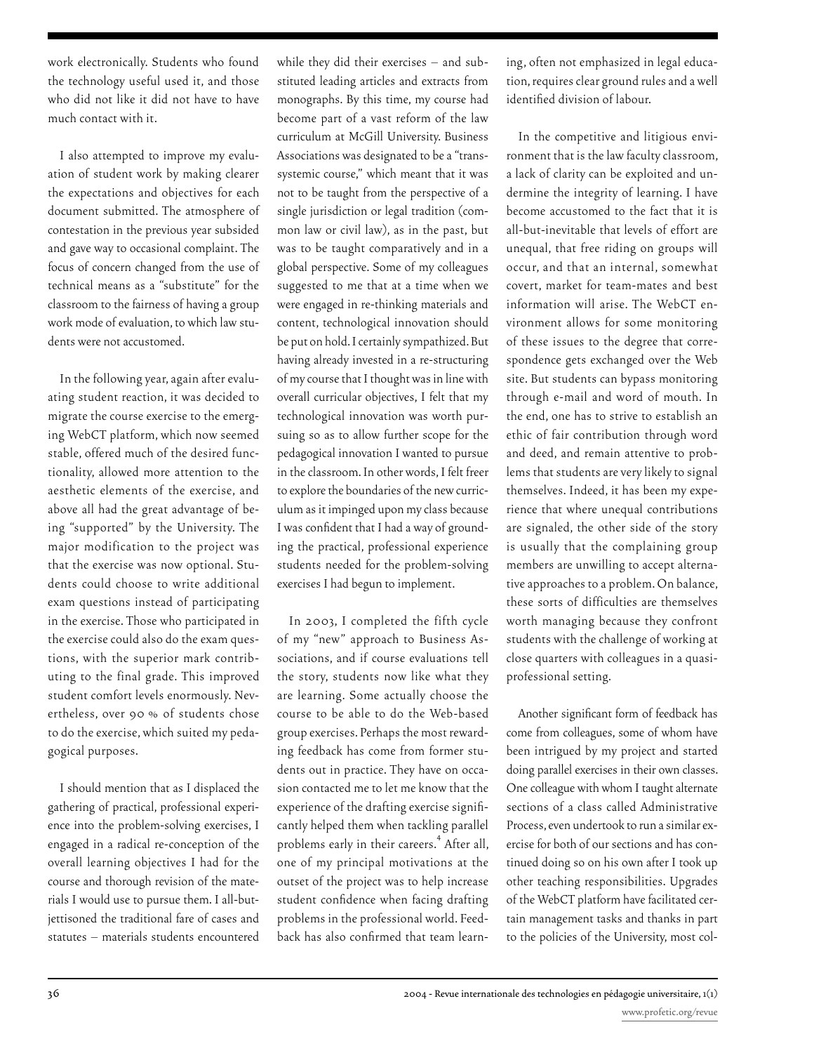work electronically. Students who found the technology useful used it, and those who did not like it did not have to have much contact with it.

I also attempted to improve my evaluation of student work by making clearer the expectations and objectives for each document submitted. The atmosphere of contestation in the previous year subsided and gave way to occasional complaint. The focus of concern changed from the use of technical means as a "substitute" for the classroom to the fairness of having a group work mode of evaluation, to which law students were not accustomed.

In the following year, again after evaluating student reaction, it was decided to migrate the course exercise to the emerging WebCT platform, which now seemed stable, offered much of the desired functionality, allowed more attention to the aesthetic elements of the exercise, and above all had the great advantage of being "supported" by the University. The major modification to the project was that the exercise was now optional. Students could choose to write additional exam questions instead of participating in the exercise. Those who participated in the exercise could also do the exam questions, with the superior mark contributing to the final grade. This improved student comfort levels enormously. Nevertheless, over 90 % of students chose to do the exercise, which suited my pedagogical purposes.

I should mention that as I displaced the gathering of practical, professional experience into the problem-solving exercises, I engaged in a radical re-conception of the overall learning objectives I had for the course and thorough revision of the materials I would use to pursue them. I all-but-jettisoned the traditional fare of cases and statutes – materials students encountered while they did their exercises – and substituted leading articles and extracts from monographs. By this time, my course had become part of a vast reform of the law curriculum at McGill University. Business Associations was designated to be a "transsystemic course," which meant that it was not to be taught from the perspective of a single jurisdiction or legal tradition (common law or civil law), as in the past, but was to be taught comparatively and in a global perspective. Some of my colleagues suggested to me that at a time when we were engaged in re-thinking materials and content, technological innovation should be put on hold. I certainly sympathized. But having already invested in a re-structuring of my course that I thought was in line with overall curricular objectives, I felt that my technological innovation was worth pursuing so as to allow further scope for the pedagogical innovation I wanted to pursue in the classroom. In other words, I felt freer to explore the boundaries of the new curriculum as it impinged upon my class because I was confident that I had a way of grounding the practical, professional experience students needed for the problem-solving exercises I had begun to implement.

In 2003, I completed the fifth cycle of my "new" approach to Business Associations, and if course evaluations tell the story, students now like what they are learning. Some actually choose the course to be able to do the Web-based group exercises. Perhaps the most rewarding feedback has come from former students out in practice. They have on occasion contacted me to let me know that the experience of the drafting exercise significantly helped them when tackling parallel problems early in their careers.[4] After all, one of my principal motivations at the outset of the project was to help increase student confidence when facing drafting problems in the professional world. Feedback has also confirmed that team learning, often not emphasized in legal education, requires clear ground rules and a well identified division of labour.

In the competitive and litigious environment that is the law faculty classroom, a lack of clarity can be exploited and undermine the integrity of learning. I have become accustomed to the fact that it is all-but-inevitable that levels of effort are unequal, that free riding on groups will occur, and that an internal, somewhat covert, market for team-mates and best information will arise. The WebCT environment allows for some monitoring of these issues to the degree that correspondence gets exchanged over the Web site. But students can bypass monitoring through e-mail and word of mouth. In the end, one has to strive to establish an ethic of fair contribution through word and deed, and remain attentive to problems that students are very likely to signal themselves. Indeed, it has been my experience that where unequal contributions are signaled, the other side of the story is usually that the complaining group members are unwilling to accept alternative approaches to a problem. On balance, these sorts of difficulties are themselves worth managing because they confront students with the challenge of working at close quarters with colleagues in a quasi-professional setting.

Another significant form of feedback has come from colleagues, some of whom have been intrigued by my project and started doing parallel exercises in their own classes. One colleague with whom I taught alternate sections of a class called Administrative Process, even undertook to run a similar exercise for both of our sections and has continued doing so on his own after I took up other teaching responsibilities. Upgrades of the WebCT platform have facilitated certain management tasks and thanks in part to the policies of the University, most col-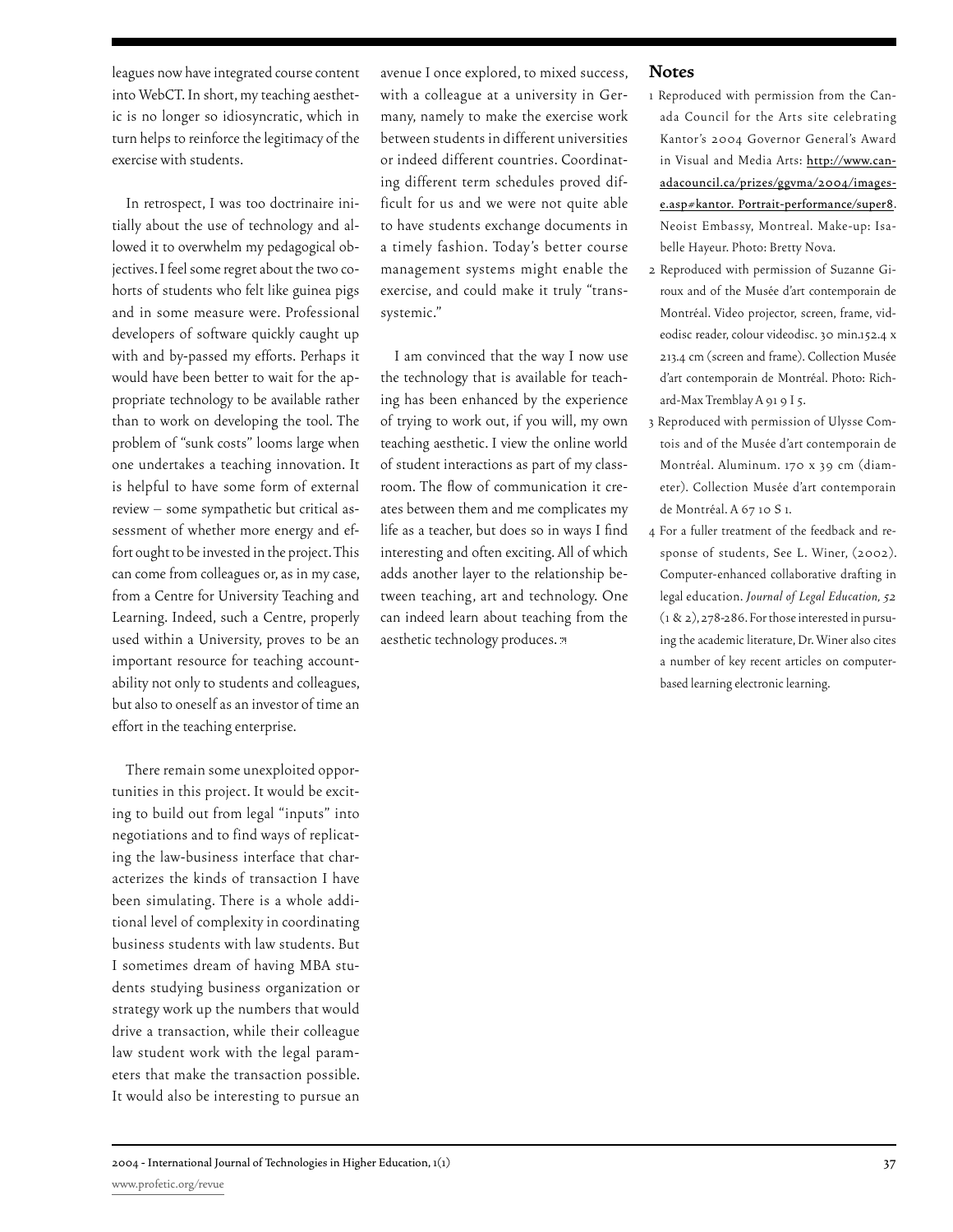leagues now have integrated course content into WebCT. In short, my teaching aesthetic is no longer so idiosyncratic, which in turn helps to reinforce the legitimacy of the exercise with students.

In retrospect, I was too doctrinaire initially about the use of technology and allowed it to overwhelm my pedagogical objectives. I feel some regret about the two cohorts of students who felt like guinea pigs and in some measure were. Professional developers of software quickly caught up with and by-passed my efforts. Perhaps it would have been better to wait for the appropriate technology to be available rather than to work on developing the tool. The problem of "sunk costs" looms large when one undertakes a teaching innovation. It is helpful to have some form of external review – some sympathetic but critical assessment of whether more energy and effort ought to be invested in the project. This can come from colleagues or, as in my case, from a Centre for University Teaching and Learning. Indeed, such a Centre, properly used within a University, proves to be an important resource for teaching accountability not only to students and colleagues, but also to oneself as an investor of time an effort in the teaching enterprise.

There remain some unexploited opportunities in this project. It would be exciting to build out from legal "inputs" into negotiations and to find ways of replicating the law-business interface that characterizes the kinds of transaction I have been simulating. There is a whole additional level of complexity in coordinating business students with law students. But I sometimes dream of having MBA students studying business organization or strategy work up the numbers that would drive a transaction, while their colleague law student work with the legal parameters that make the transaction possible. It would also be interesting to pursue an avenue I once explored, to mixed success, with a colleague at a university in Germany, namely to make the exercise work between students in different universities or indeed different countries. Coordinating different term schedules proved difficult for us and we were not quite able to have students exchange documents in a timely fashion. Today's better course management systems might enable the exercise, and could make it truly "trans-systemic."

I am convinced that the way I now use the technology that is available for teaching has been enhanced by the experience of trying to work out, if you will, my own teaching aesthetic. I view the online world of student interactions as part of my classroom. The flow of communication it creates between them and me complicates my life as a teacher, but does so in ways I find interesting and often exciting. All of which adds another layer to the relationship between teaching, art and technology. One can indeed learn about teaching from the aesthetic technology produces.

## Notes

1. Reproduced with permission from the Canada Council for the Arts site celebrating Kantor's 2004 Governor General's Award in Visual and Media Arts: http://www.canadacouncil.ca/prizes/ggvma/2004/images-e.asp#kantor. Portrait-performance/super8. Neoist Embassy, Montreal. Make-up: Isabelle Hayeur. Photo: Bretty Nova.
2. Reproduced with permission of Suzanne Giroux and of the Musée d'art contemporain de Montréal. Video projector, screen, frame, videodisc reader, colour videodisc. 30 min.152.4 x 213.4 cm (screen and frame). Collection Musée d'art contemporain de Montréal. Photo: Richard-Max Tremblay A 91 9 I 5.
3. Reproduced with permission of Ulysse Comtois and of the Musée d'art contemporain de Montréal. Aluminum. 170 x 39 cm (diameter). Collection Musée d'art contemporain de Montréal. A 67 10 S 1.
4. For a fuller treatment of the feedback and response of students, See L. Winer, (2002). Computer-enhanced collaborative drafting in legal education. *Journal of Legal Education, 52* (1 & 2), 278-286. For those interested in pursuing the academic literature, Dr. Winer also cites a number of key recent articles on computer-based learning electronic learning.